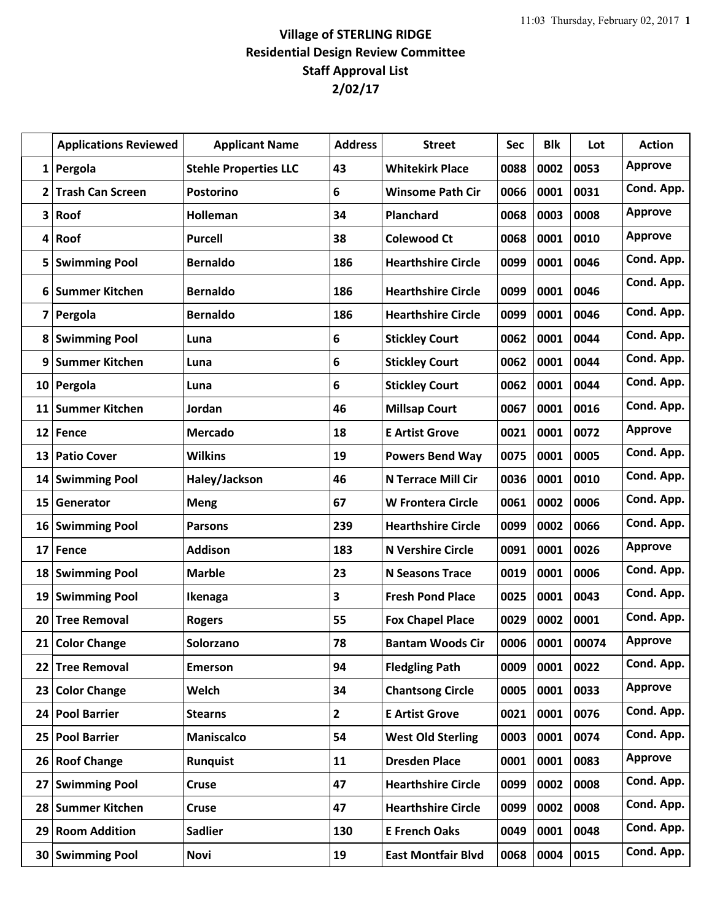**Village of STERLING RIDGE**
**Residential Design Review Committee**
**Staff Approval List**
**2/02/17**

| | Applications Reviewed | Applicant Name | Address | Street | Sec | Blk | Lot | Action |
|---|---|---|---|---|---|---|---|---|
| 1 | Pergola | Stehle Properties LLC | 43 | Whitekirk Place | 0088 | 0002 | 0053 | Approve |
| 2 | Trash Can Screen | Postorino | 6 | Winsome Path Cir | 0066 | 0001 | 0031 | Cond. App. |
| 3 | Roof | Holleman | 34 | Planchard | 0068 | 0003 | 0008 | Approve |
| 4 | Roof | Purcell | 38 | Colewood Ct | 0068 | 0001 | 0010 | Approve |
| 5 | Swimming Pool | Bernaldo | 186 | Hearthshire Circle | 0099 | 0001 | 0046 | Cond. App. |
| 6 | Summer Kitchen | Bernaldo | 186 | Hearthshire Circle | 0099 | 0001 | 0046 | Cond. App. |
| 7 | Pergola | Bernaldo | 186 | Hearthshire Circle | 0099 | 0001 | 0046 | Cond. App. |
| 8 | Swimming Pool | Luna | 6 | Stickley Court | 0062 | 0001 | 0044 | Cond. App. |
| 9 | Summer Kitchen | Luna | 6 | Stickley Court | 0062 | 0001 | 0044 | Cond. App. |
| 10 | Pergola | Luna | 6 | Stickley Court | 0062 | 0001 | 0044 | Cond. App. |
| 11 | Summer Kitchen | Jordan | 46 | Millsap Court | 0067 | 0001 | 0016 | Cond. App. |
| 12 | Fence | Mercado | 18 | E Artist Grove | 0021 | 0001 | 0072 | Approve |
| 13 | Patio Cover | Wilkins | 19 | Powers Bend Way | 0075 | 0001 | 0005 | Cond. App. |
| 14 | Swimming Pool | Haley/Jackson | 46 | N Terrace Mill Cir | 0036 | 0001 | 0010 | Cond. App. |
| 15 | Generator | Meng | 67 | W Frontera Circle | 0061 | 0002 | 0006 | Cond. App. |
| 16 | Swimming Pool | Parsons | 239 | Hearthshire Circle | 0099 | 0002 | 0066 | Cond. App. |
| 17 | Fence | Addison | 183 | N Vershire Circle | 0091 | 0001 | 0026 | Approve |
| 18 | Swimming Pool | Marble | 23 | N Seasons Trace | 0019 | 0001 | 0006 | Cond. App. |
| 19 | Swimming Pool | Ikenaga | 3 | Fresh Pond Place | 0025 | 0001 | 0043 | Cond. App. |
| 20 | Tree Removal | Rogers | 55 | Fox Chapel Place | 0029 | 0002 | 0001 | Cond. App. |
| 21 | Color Change | Solorzano | 78 | Bantam Woods Cir | 0006 | 0001 | 00074 | Approve |
| 22 | Tree Removal | Emerson | 94 | Fledgling Path | 0009 | 0001 | 0022 | Cond. App. |
| 23 | Color Change | Welch | 34 | Chantsong Circle | 0005 | 0001 | 0033 | Approve |
| 24 | Pool Barrier | Stearns | 2 | E Artist Grove | 0021 | 0001 | 0076 | Cond. App. |
| 25 | Pool Barrier | Maniscalco | 54 | West Old Sterling | 0003 | 0001 | 0074 | Cond. App. |
| 26 | Roof Change | Runquist | 11 | Dresden Place | 0001 | 0001 | 0083 | Approve |
| 27 | Swimming Pool | Cruse | 47 | Hearthshire Circle | 0099 | 0002 | 0008 | Cond. App. |
| 28 | Summer Kitchen | Cruse | 47 | Hearthshire Circle | 0099 | 0002 | 0008 | Cond. App. |
| 29 | Room Addition | Sadlier | 130 | E French Oaks | 0049 | 0001 | 0048 | Cond. App. |
| 30 | Swimming Pool | Novi | 19 | East Montfair Blvd | 0068 | 0004 | 0015 | Cond. App. |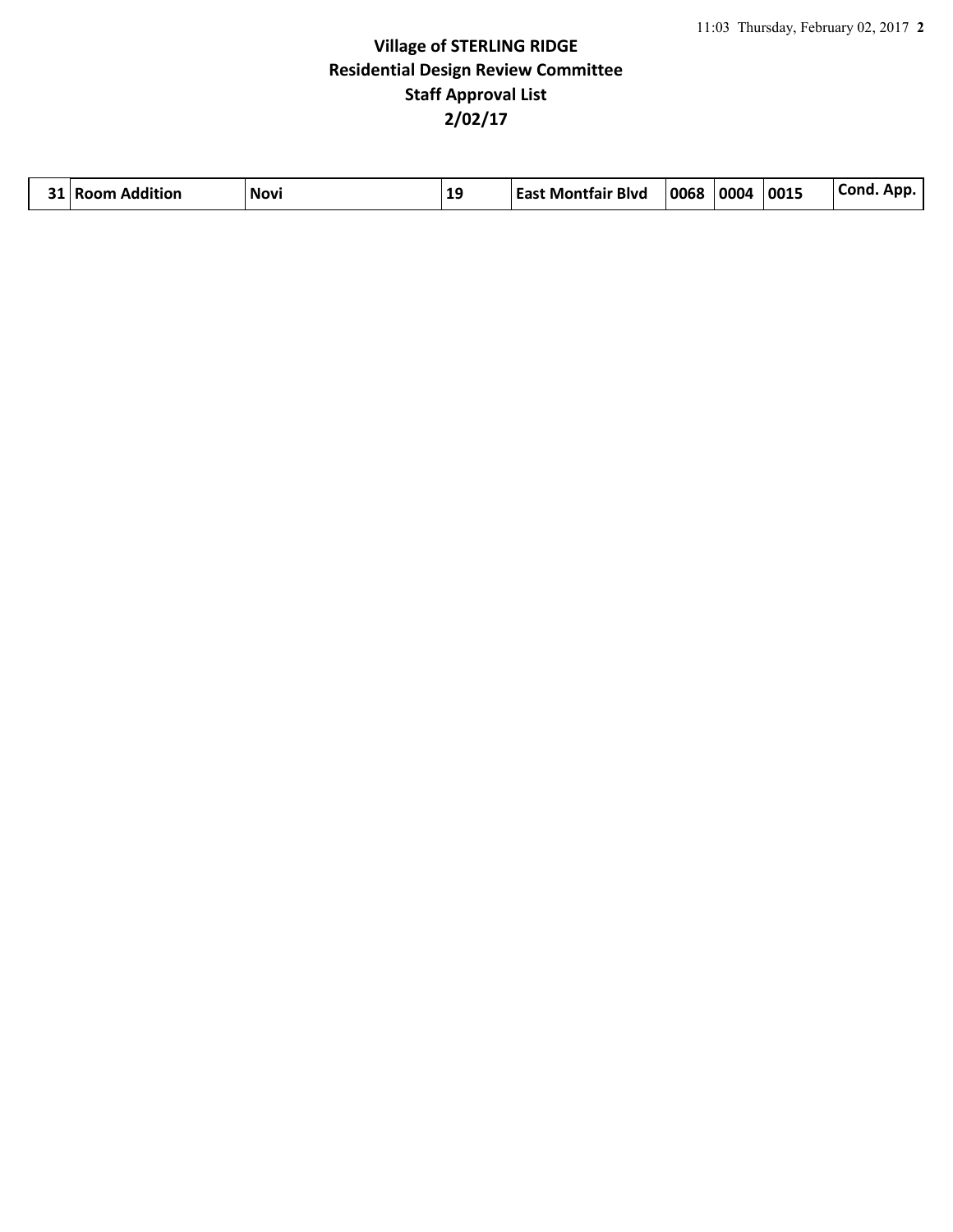**Village of STERLING RIDGE**
**Residential Design Review Committee**
**Staff Approval List**
**2/02/17**

| | | | | | | | | |
|---|---|---|---|---|---|---|---|---|
| 31 | Room Addition | Novi | 19 | East Montfair Blvd | 0068 | 0004 | 0015 | Cond. App. |